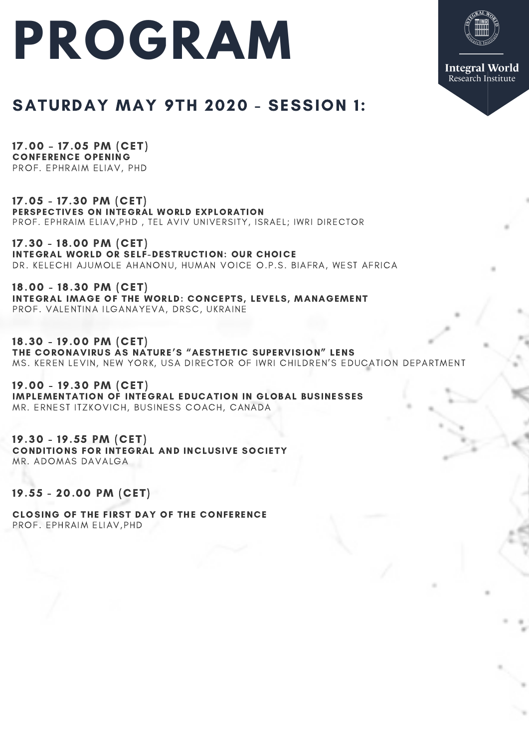# PROGRAM

Integral World
Research Institute

## SATURDAY MAY 9TH 2020 - SESSION 1:

**17.00 - 17.05 PM (CET)**
**CONFERENCE OPENING**
PROF. EPHRAIM ELIAV, PHD

**17.05 - 17.30 PM (CET)**
**PERSPECTIVES ON INTEGRAL WORLD EXPLORATION**
PROF. EPHRAIM ELIAV,PHD , TEL AVIV UNIVERSITY, ISRAEL; IWRI DIRECTOR

**17.30 - 18.00 PM (CET)**
**INTEGRAL WORLD OR SELF-DESTRUCTION: OUR CHOICE**
DR. KELECHI AJUMOLE AHANONU, HUMAN VOICE O.P.S. BIAFRA, WEST AFRICA

**18.00 - 18.30 PM (CET)**
**INTEGRAL IMAGE OF THE WORLD: CONCEPTS, LEVELS, MANAGEMENT**
PROF. VALENTINA ILGANAYEVA, DRSC, UKRAINE

**18.30 - 19.00 PM (CET)**
**THE CORONAVIRUS AS NATURE'S "AESTHETIC SUPERVISION" LENS**
MS. KEREN LEVIN, NEW YORK, USA DIRECTOR OF IWRI CHILDREN'S EDUCATION DEPARTMENT

**19.00 - 19.30 PM (CET)**
**IMPLEMENTATION OF INTEGRAL EDUCATION IN GLOBAL BUSINESSES**
MR. ERNEST ITZKOVICH, BUSINESS COACH, CANADA

**19.30 - 19.55 PM (CET)**
**CONDITIONS FOR INTEGRAL AND INCLUSIVE SOCIETY**
MR. ADOMAS DAVALGA

**19.55 - 20.00 PM (CET)**

**CLOSING OF THE FIRST DAY OF THE CONFERENCE**
PROF. EPHRAIM ELIAV,PHD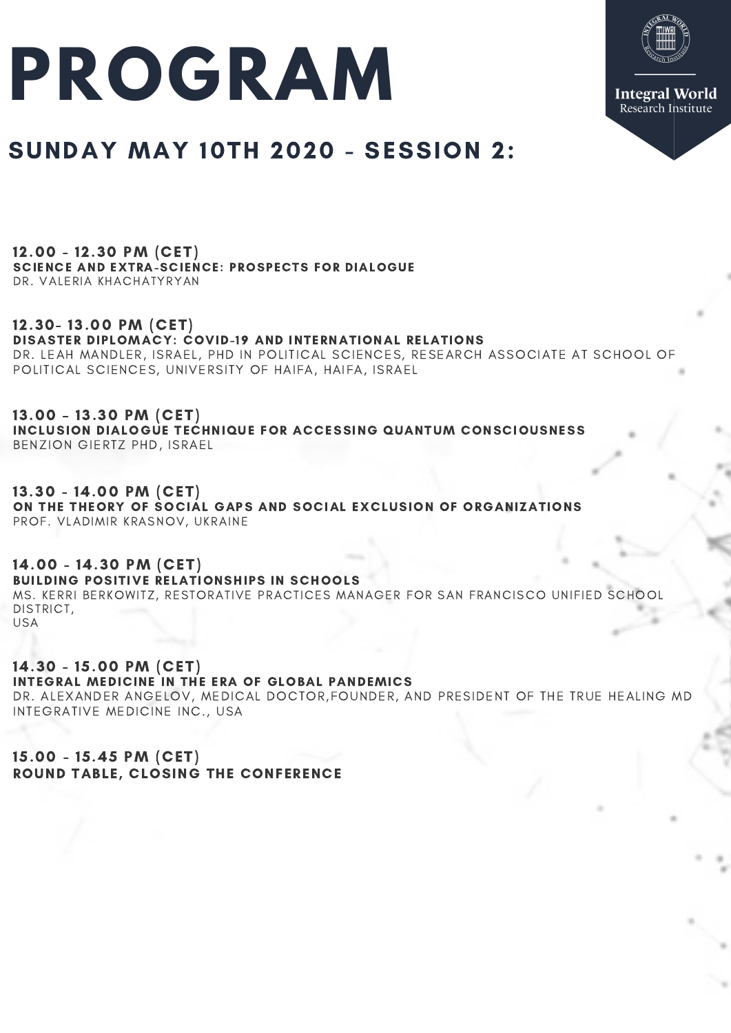# PROGRAM

Integral World
Research Institute

## SUNDAY MAY 10TH 2020 - SESSION 2:

**12.00 - 12.30 PM (CET)**
**SCIENCE AND EXTRA-SCIENCE: PROSPECTS FOR DIALOGUE**
DR. VALERIA KHACHATYRYAN

**12.30- 13.00 PM (CET)**
**DISASTER DIPLOMACY: COVID-19 AND INTERNATIONAL RELATIONS**
DR. LEAH MANDLER, ISRAEL, PHD IN POLITICAL SCIENCES, RESEARCH ASSOCIATE AT SCHOOL OF POLITICAL SCIENCES, UNIVERSITY OF HAIFA, HAIFA, ISRAEL

**13.00 – 13.30 PM (CET)**
**INCLUSION DIALOGUE TECHNIQUE FOR ACCESSING QUANTUM CONSCIOUSNESS**
BENZION GIERTZ PHD, ISRAEL

**13.30 - 14.00 PM (CET)**
**ON THE THEORY OF SOCIAL GAPS AND SOCIAL EXCLUSION OF ORGANIZATIONS**
PROF. VLADIMIR KRASNOV, UKRAINE

**14.00 - 14.30 PM (CET)**
**BUILDING POSITIVE RELATIONSHIPS IN SCHOOLS**
MS. KERRI BERKOWITZ, RESTORATIVE PRACTICES MANAGER FOR SAN FRANCISCO UNIFIED SCHOOL DISTRICT,
USA

**14.30 - 15.00 PM (CET)**
**INTEGRAL MEDICINE IN THE ERA OF GLOBAL PANDEMICS**
DR. ALEXANDER ANGELOV, MEDICAL DOCTOR,FOUNDER, AND PRESIDENT OF THE TRUE HEALING MD INTEGRATIVE MEDICINE INC., USA

**15.00 - 15.45 PM (CET)**
**ROUND TABLE, CLOSING THE CONFERENCE**